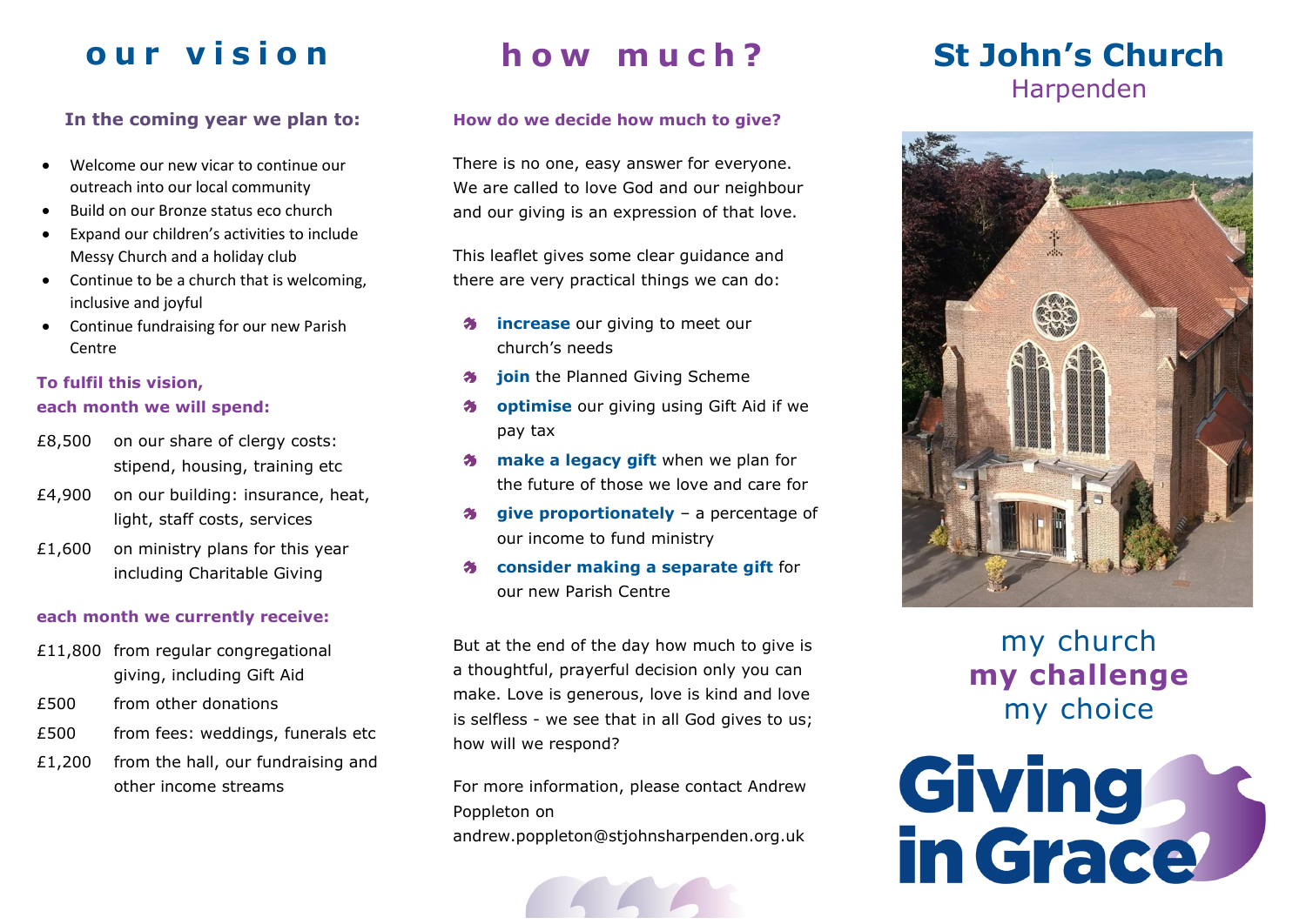# our vision

### In the coming year we plan to:

- Welcome our new vicar to continue our outreach into our local community
- Build on our Bronze status eco church
- Expand our children's activities to include Messy Church and a holiday club
- Continue to be a church that is welcoming, inclusive and joyful
- Continue fundraising for our new Parish Centre

### To fulfil this vision, each month we will spend:

| | |
|---|---|
| £8,500 | on our share of clergy costs: stipend, housing, training etc |
| £4,900 | on our building: insurance, heat, light, staff costs, services |
| £1,600 | on ministry plans for this year including Charitable Giving |

### each month we currently receive:

| | |
|---|---|
| £11,800 | from regular congregational giving, including Gift Aid |
| £500 | from other donations |
| £500 | from fees: weddings, funerals etc |
| £1,200 | from the hall, our fundraising and other income streams |

# how much?

### How do we decide how much to give?

There is no one, easy answer for everyone. We are called to love God and our neighbour and our giving is an expression of that love.

This leaflet gives some clear guidance and there are very practical things we can do:

- **increase** our giving to meet our church's needs
- **join** the Planned Giving Scheme
- **optimise** our giving using Gift Aid if we pay tax
- **make a legacy gift** when we plan for the future of those we love and care for
- **give proportionately** – a percentage of our income to fund ministry
- **consider making a separate gift** for our new Parish Centre

But at the end of the day how much to give is a thoughtful, prayerful decision only you can make. Love is generous, love is kind and love is selfless - we see that in all God gives to us; how will we respond?

For more information, please contact Andrew Poppleton on andrew.poppleton@stjohnsharpenden.org.uk

# St John's Church

## Harpenden

my church
**my challenge**
my choice

**Giving in Grace**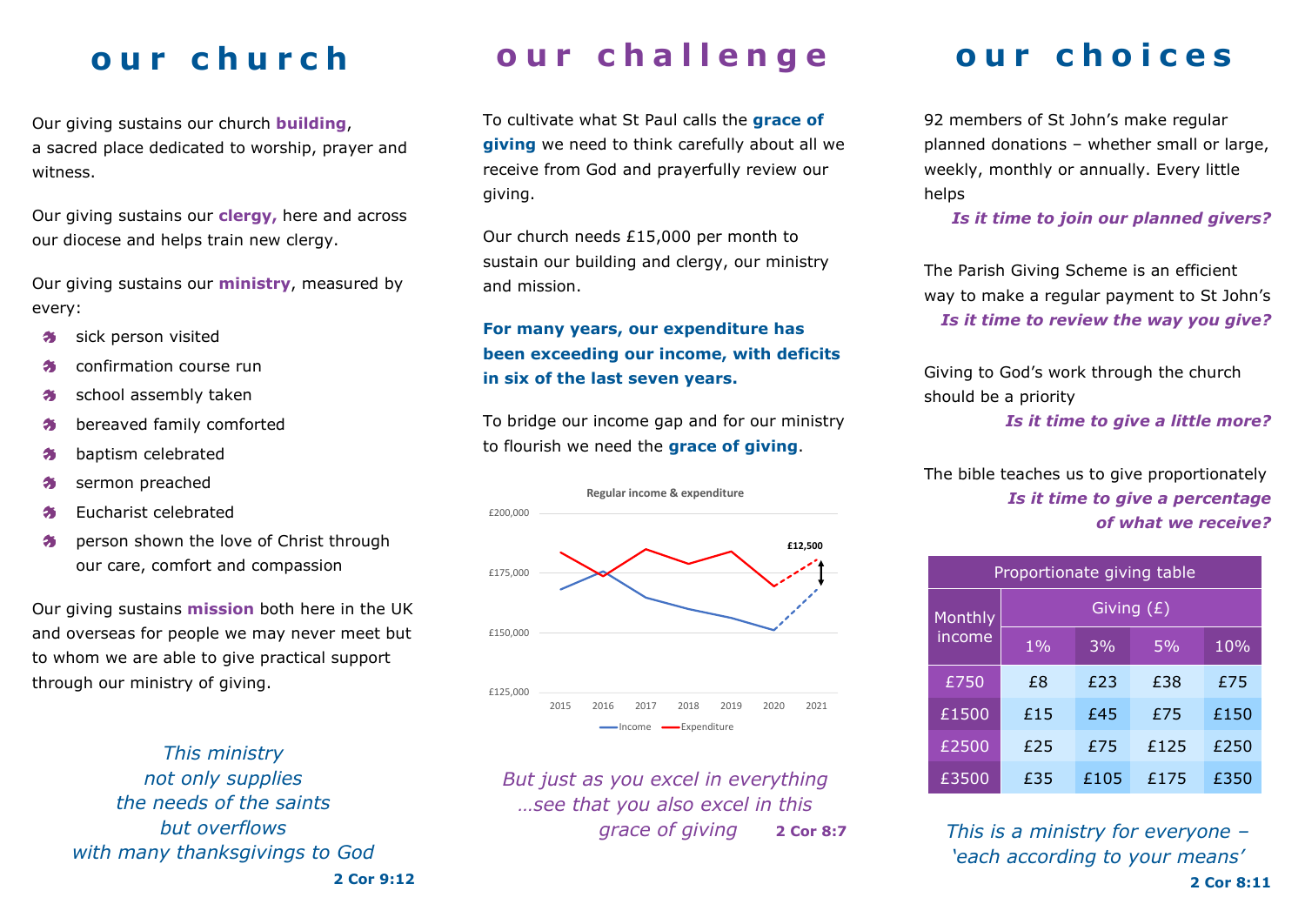# our church

Our giving sustains our church **building**, a sacred place dedicated to worship, prayer and witness.

Our giving sustains our **clergy,** here and across our diocese and helps train new clergy.

Our giving sustains our **ministry**, measured by every:

- sick person visited
- confirmation course run
- school assembly taken
- bereaved family comforted
- baptism celebrated
- sermon preached
- Eucharist celebrated
- person shown the love of Christ through our care, comfort and compassion

Our giving sustains **mission** both here in the UK and overseas for people we may never meet but to whom we are able to give practical support through our ministry of giving.

*This ministry*
*not only supplies*
*the needs of the saints*
*but overflows*
*with many thanksgivings to God*

**2 Cor 9:12**

# our challenge

To cultivate what St Paul calls the **grace of giving** we need to think carefully about all we receive from God and prayerfully review our giving.

Our church needs £15,000 per month to sustain our building and clergy, our ministry and mission.

**For many years, our expenditure has been exceeding our income, with deficits in six of the last seven years.**

To bridge our income gap and for our ministry to flourish we need the **grace of giving**.

Regular income & expenditure

£200,000
£175,000
£150,000
£125,000

2015 2016 2017 2018 2019 2020 2021

£12,500

Income
Expenditure

*But just as you excel in everything*
*…see that you also excel in this*
*grace of giving* **2 Cor 8:7**

# our choices

92 members of St John's make regular planned donations – whether small or large, weekly, monthly or annually. Every little helps

***Is it time to join our planned givers?***

The Parish Giving Scheme is an efficient way to make a regular payment to St John's

***Is it time to review the way you give?***

Giving to God's work through the church should be a priority

***Is it time to give a little more?***

The bible teaches us to give proportionately

***Is it time to give a percentage of what we receive?***

| Proportionate giving table | | | | |
|---|---|---|---|---|
| Monthly income | Giving (£) | | | |
| | 1% | 3% | 5% | 10% |
| £750 | £8 | £23 | £38 | £75 |
| £1500 | £15 | £45 | £75 | £150 |
| £2500 | £25 | £75 | £125 | £250 |
| £3500 | £35 | £105 | £175 | £350 |

*This is a ministry for everyone –*
*'each according to your means'*

**2 Cor 8:11**